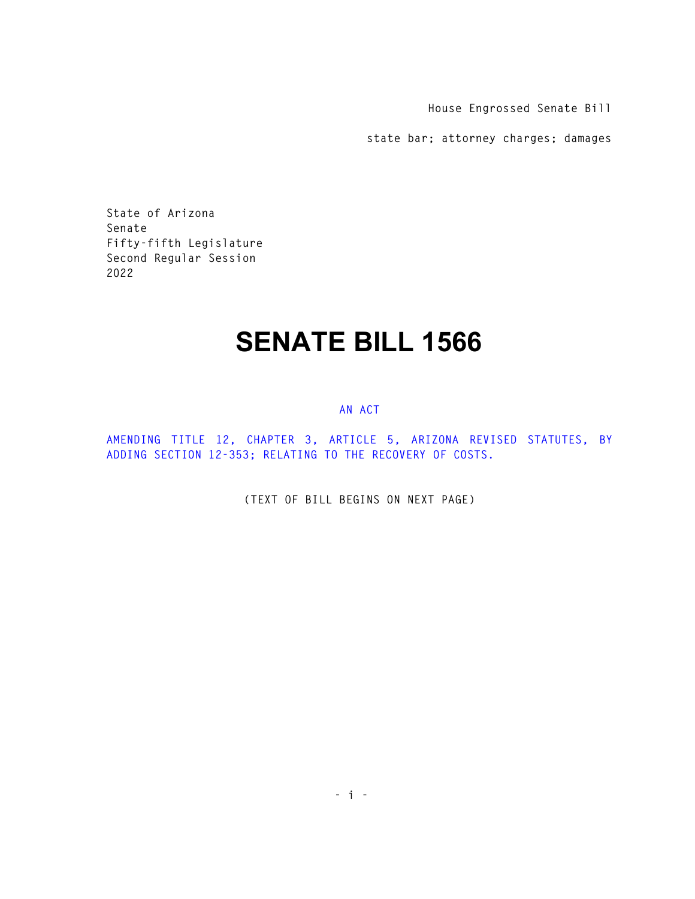House Engrossed Senate Bill

state bar; attorney charges; damages

State of Arizona
Senate
Fifty-fifth Legislature
Second Regular Session
2022

# SENATE BILL 1566

AN ACT

AMENDING TITLE 12, CHAPTER 3, ARTICLE 5, ARIZONA REVISED STATUTES, BY ADDING SECTION 12-353; RELATING TO THE RECOVERY OF COSTS.

(TEXT OF BILL BEGINS ON NEXT PAGE)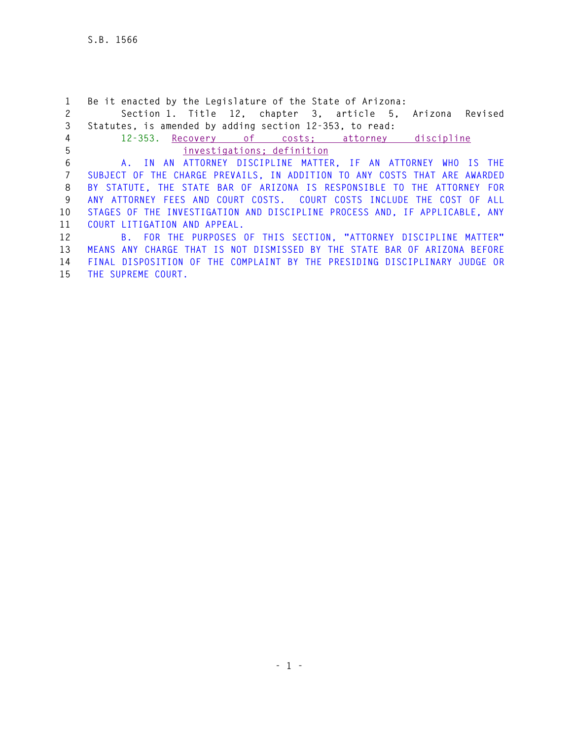S.B. 1566

Be it enacted by the Legislature of the State of Arizona:

Section 1. Title 12, chapter 3, article 5, Arizona Revised Statutes, is amended by adding section 12-353, to read:

12-353. Recovery of costs; attorney discipline investigations; definition

A. IN AN ATTORNEY DISCIPLINE MATTER, IF AN ATTORNEY WHO IS THE SUBJECT OF THE CHARGE PREVAILS, IN ADDITION TO ANY COSTS THAT ARE AWARDED BY STATUTE, THE STATE BAR OF ARIZONA IS RESPONSIBLE TO THE ATTORNEY FOR ANY ATTORNEY FEES AND COURT COSTS. COURT COSTS INCLUDE THE COST OF ALL STAGES OF THE INVESTIGATION AND DISCIPLINE PROCESS AND, IF APPLICABLE, ANY COURT LITIGATION AND APPEAL.

B. FOR THE PURPOSES OF THIS SECTION, "ATTORNEY DISCIPLINE MATTER" MEANS ANY CHARGE THAT IS NOT DISMISSED BY THE STATE BAR OF ARIZONA BEFORE FINAL DISPOSITION OF THE COMPLAINT BY THE PRESIDING DISCIPLINARY JUDGE OR THE SUPREME COURT.